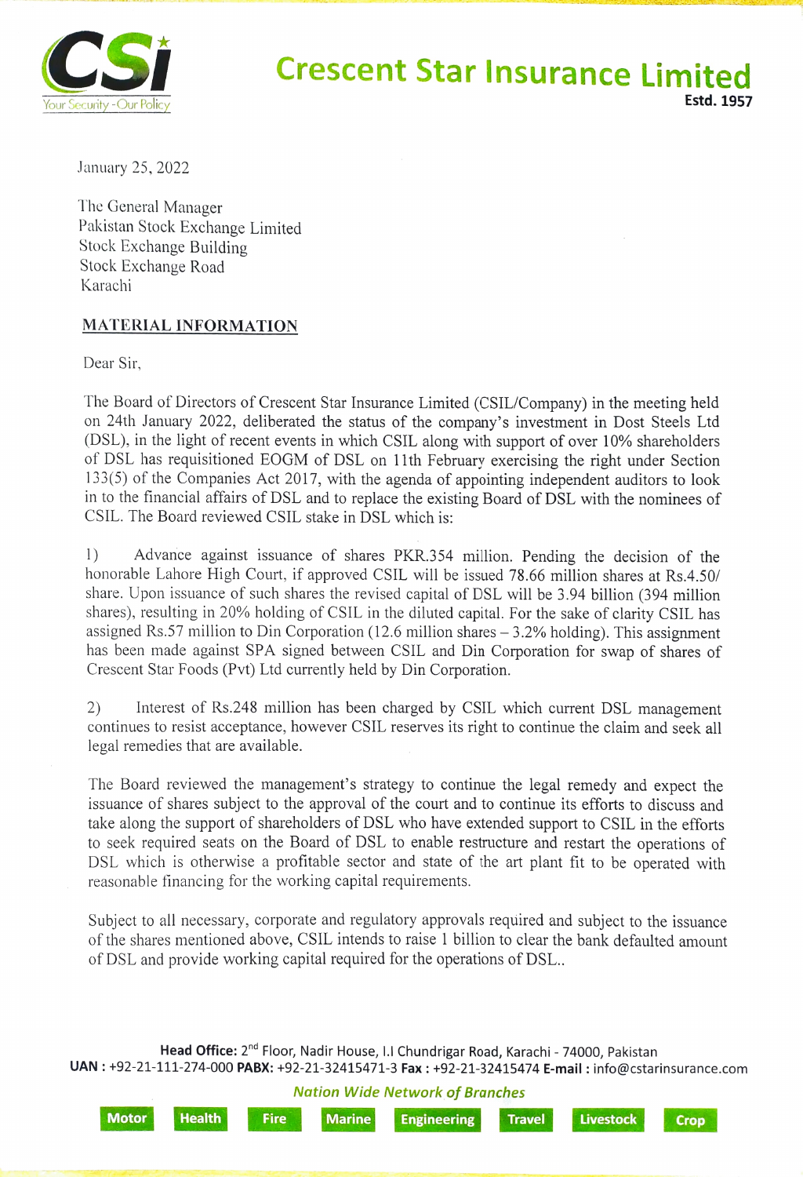# Crescent Star Insurance Limited

Estd. 1957

January 25, 2022

The General Manager
Pakistan Stock Exchange Limited
Stock Exchange Building
Stock Exchange Road
Karachi

**MATERIAL INFORMATION**

Dear Sir,

The Board of Directors of Crescent Star Insurance Limited (CSIL/Company) in the meeting held on 24th January 2022, deliberated the status of the company's investment in Dost Steels Ltd (DSL), in the light of recent events in which CSIL along with support of over 10% shareholders of DSL has requisitioned EOGM of DSL on 11th February exercising the right under Section 133(5) of the Companies Act 2017, with the agenda of appointing independent auditors to look in to the financial affairs of DSL and to replace the existing Board of DSL with the nominees of CSIL. The Board reviewed CSIL stake in DSL which is:

1) Advance against issuance of shares PKR.354 million. Pending the decision of the honorable Lahore High Court, if approved CSIL will be issued 78.66 million shares at Rs.4.50/ share. Upon issuance of such shares the revised capital of DSL will be 3.94 billion (394 million shares), resulting in 20% holding of CSIL in the diluted capital. For the sake of clarity CSIL has assigned Rs.57 million to Din Corporation (12.6 million shares – 3.2% holding). This assignment has been made against SPA signed between CSIL and Din Corporation for swap of shares of Crescent Star Foods (Pvt) Ltd currently held by Din Corporation.

2) Interest of Rs.248 million has been charged by CSIL which current DSL management continues to resist acceptance, however CSIL reserves its right to continue the claim and seek all legal remedies that are available.

The Board reviewed the management's strategy to continue the legal remedy and expect the issuance of shares subject to the approval of the court and to continue its efforts to discuss and take along the support of shareholders of DSL who have extended support to CSIL in the efforts to seek required seats on the Board of DSL to enable restructure and restart the operations of DSL which is otherwise a profitable sector and state of the art plant fit to be operated with reasonable financing for the working capital requirements.

Subject to all necessary, corporate and regulatory approvals required and subject to the issuance of the shares mentioned above, CSIL intends to raise 1 billion to clear the bank defaulted amount of DSL and provide working capital required for the operations of DSL..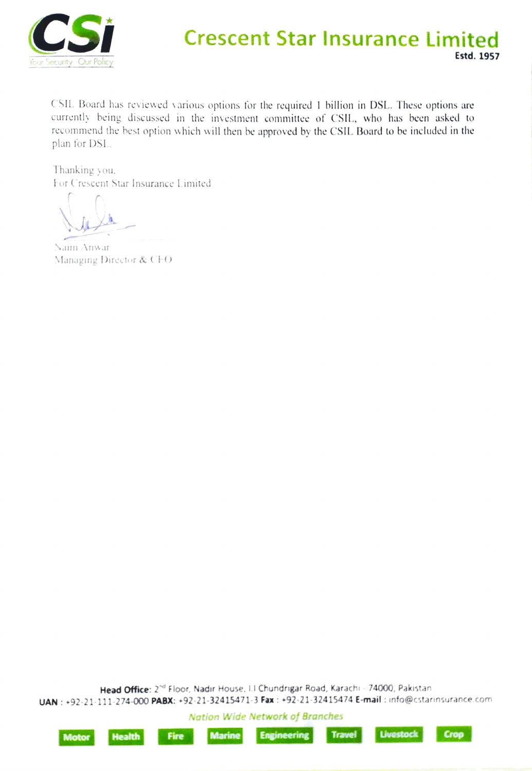CSIL Board has reviewed various options for the required 1 billion in DSL. These options are currently being discussed in the investment committee of CSIL, who has been asked to recommend the best option which will then be approved by the CSIL Board to be included in the plan for DSL.

Thanking you,
For Crescent Star Insurance Limited

Naim Anwar
Managing Director & CEO